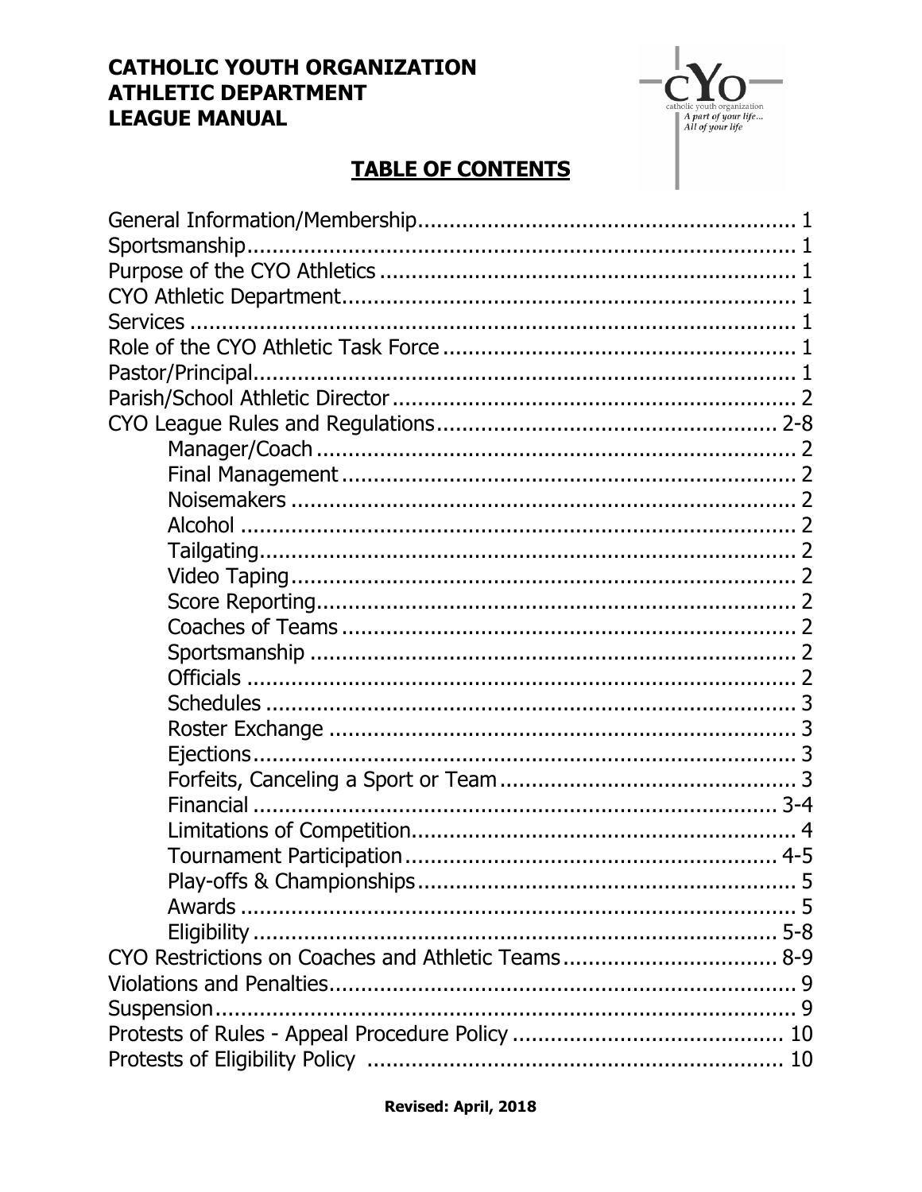# CATHOLIC YOUTH ORGANIZATION
# ATHLETIC DEPARTMENT
# LEAGUE MANUAL

## TABLE OF CONTENTS

| Section | Page |
|---|---|
| General Information/Membership | 1 |
| Sportsmanship | 1 |
| Purpose of the CYO Athletics | 1 |
| CYO Athletic Department | 1 |
| Services | 1 |
| Role of the CYO Athletic Task Force | 1 |
| Pastor/Principal | 1 |
| Parish/School Athletic Director | 2 |
| CYO League Rules and Regulations | 2-8 |
| Manager/Coach | 2 |
| Final Management | 2 |
| Noisemakers | 2 |
| Alcohol | 2 |
| Tailgating | 2 |
| Video Taping | 2 |
| Score Reporting | 2 |
| Coaches of Teams | 2 |
| Sportsmanship | 2 |
| Officials | 2 |
| Schedules | 3 |
| Roster Exchange | 3 |
| Ejections | 3 |
| Forfeits, Canceling a Sport or Team | 3 |
| Financial | 3-4 |
| Limitations of Competition | 4 |
| Tournament Participation | 4-5 |
| Play-offs & Championships | 5 |
| Awards | 5 |
| Eligibility | 5-8 |
| CYO Restrictions on Coaches and Athletic Teams | 8-9 |
| Violations and Penalties | 9 |
| Suspension | 9 |
| Protests of Rules - Appeal Procedure Policy | 10 |
| Protests of Eligibility Policy | 10 |

**Revised: April, 2018**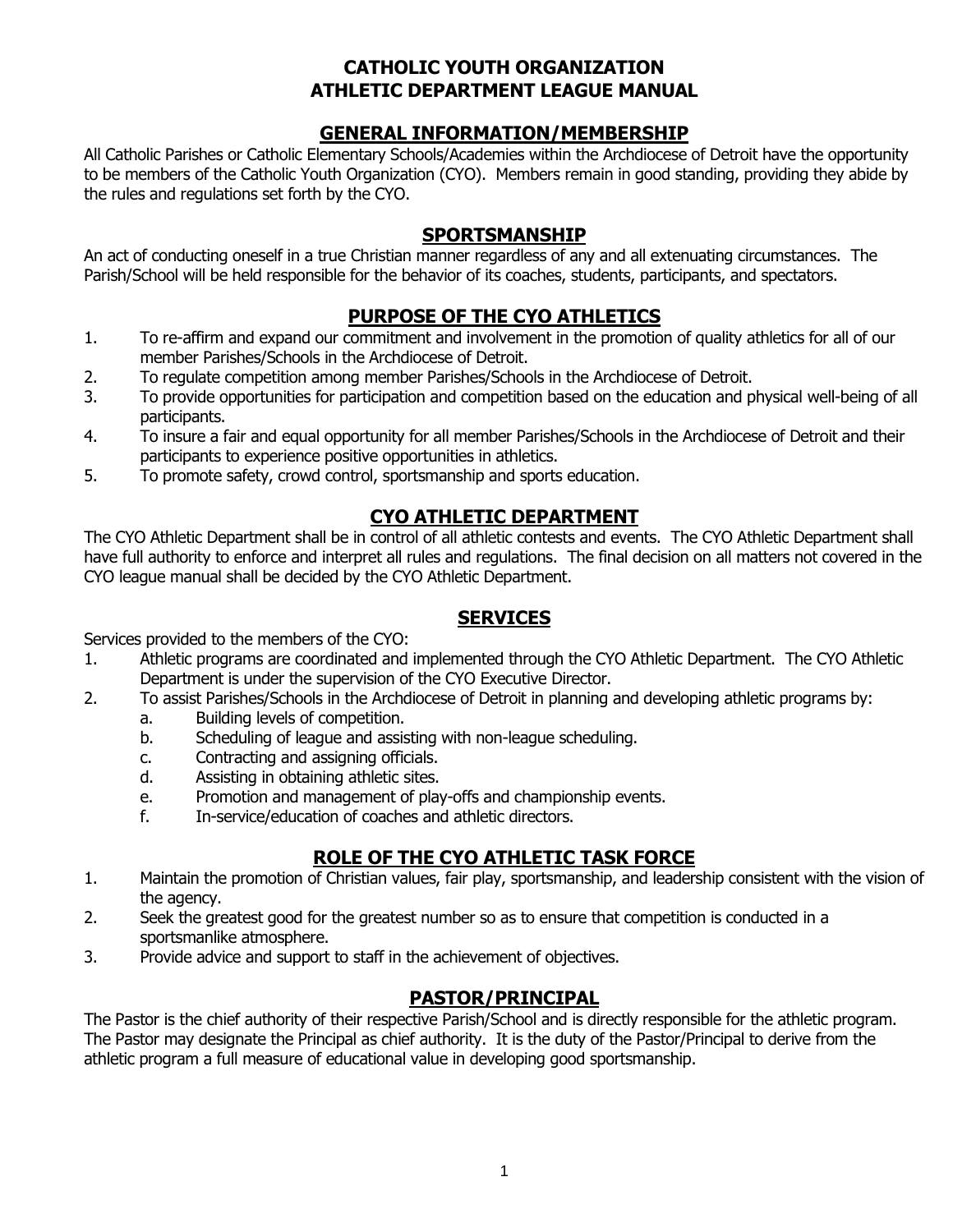# CATHOLIC YOUTH ORGANIZATION
# ATHLETIC DEPARTMENT LEAGUE MANUAL

## GENERAL INFORMATION/MEMBERSHIP

All Catholic Parishes or Catholic Elementary Schools/Academies within the Archdiocese of Detroit have the opportunity to be members of the Catholic Youth Organization (CYO). Members remain in good standing, providing they abide by the rules and regulations set forth by the CYO.

## SPORTSMANSHIP

An act of conducting oneself in a true Christian manner regardless of any and all extenuating circumstances. The Parish/School will be held responsible for the behavior of its coaches, students, participants, and spectators.

## PURPOSE OF THE CYO ATHLETICS

1. To re-affirm and expand our commitment and involvement in the promotion of quality athletics for all of our member Parishes/Schools in the Archdiocese of Detroit.
2. To regulate competition among member Parishes/Schools in the Archdiocese of Detroit.
3. To provide opportunities for participation and competition based on the education and physical well-being of all participants.
4. To insure a fair and equal opportunity for all member Parishes/Schools in the Archdiocese of Detroit and their participants to experience positive opportunities in athletics.
5. To promote safety, crowd control, sportsmanship and sports education.

## CYO ATHLETIC DEPARTMENT

The CYO Athletic Department shall be in control of all athletic contests and events. The CYO Athletic Department shall have full authority to enforce and interpret all rules and regulations. The final decision on all matters not covered in the CYO league manual shall be decided by the CYO Athletic Department.

## SERVICES

Services provided to the members of the CYO:

1. Athletic programs are coordinated and implemented through the CYO Athletic Department. The CYO Athletic Department is under the supervision of the CYO Executive Director.
2. To assist Parishes/Schools in the Archdiocese of Detroit in planning and developing athletic programs by:
   a. Building levels of competition.
   b. Scheduling of league and assisting with non-league scheduling.
   c. Contracting and assigning officials.
   d. Assisting in obtaining athletic sites.
   e. Promotion and management of play-offs and championship events.
   f. In-service/education of coaches and athletic directors.

## ROLE OF THE CYO ATHLETIC TASK FORCE

1. Maintain the promotion of Christian values, fair play, sportsmanship, and leadership consistent with the vision of the agency.
2. Seek the greatest good for the greatest number so as to ensure that competition is conducted in a sportsmanlike atmosphere.
3. Provide advice and support to staff in the achievement of objectives.

## PASTOR/PRINCIPAL

The Pastor is the chief authority of their respective Parish/School and is directly responsible for the athletic program. The Pastor may designate the Principal as chief authority. It is the duty of the Pastor/Principal to derive from the athletic program a full measure of educational value in developing good sportsmanship.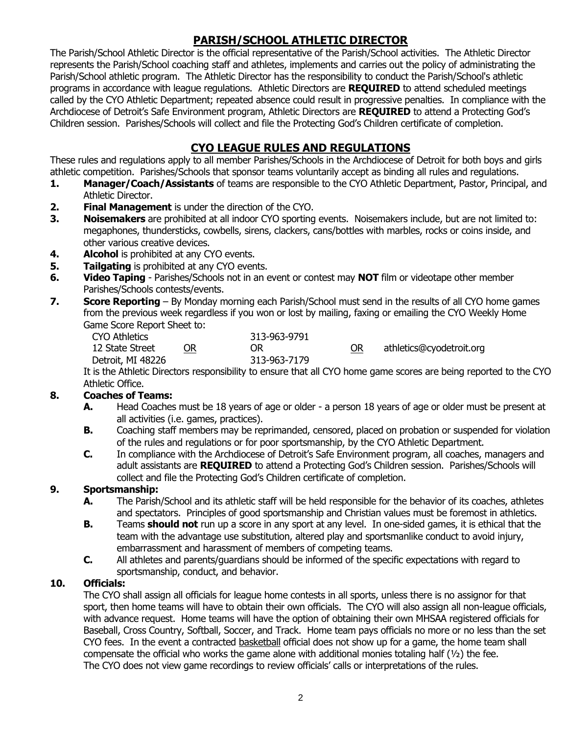## PARISH/SCHOOL ATHLETIC DIRECTOR

The Parish/School Athletic Director is the official representative of the Parish/School activities. The Athletic Director represents the Parish/School coaching staff and athletes, implements and carries out the policy of administrating the Parish/School athletic program. The Athletic Director has the responsibility to conduct the Parish/School's athletic programs in accordance with league regulations. Athletic Directors are **REQUIRED** to attend scheduled meetings called by the CYO Athletic Department; repeated absence could result in progressive penalties. In compliance with the Archdiocese of Detroit's Safe Environment program, Athletic Directors are **REQUIRED** to attend a Protecting God's Children session. Parishes/Schools will collect and file the Protecting God's Children certificate of completion.

## CYO LEAGUE RULES AND REGULATIONS

These rules and regulations apply to all member Parishes/Schools in the Archdiocese of Detroit for both boys and girls athletic competition. Parishes/Schools that sponsor teams voluntarily accept as binding all rules and regulations.

1. **Manager/Coach/Assistants** of teams are responsible to the CYO Athletic Department, Pastor, Principal, and Athletic Director.
2. **Final Management** is under the direction of the CYO.
3. **Noisemakers** are prohibited at all indoor CYO sporting events. Noisemakers include, but are not limited to: megaphones, thundersticks, cowbells, sirens, clackers, cans/bottles with marbles, rocks or coins inside, and other various creative devices.
4. **Alcohol** is prohibited at any CYO events.
5. **Tailgating** is prohibited at any CYO events.
6. **Video Taping** - Parishes/Schools not in an event or contest may **NOT** film or videotape other member Parishes/Schools contests/events.
7. **Score Reporting** – By Monday morning each Parish/School must send in the results of all CYO home games from the previous week regardless if you won or lost by mailing, faxing or emailing the CYO Weekly Home Game Score Report Sheet to:

   CYO Athletics
   12 State Street
   Detroit, MI 48226

   OR

   313-963-9791
   OR
   313-963-7179

   OR

   athletics@cyodetroit.org

   It is the Athletic Directors responsibility to ensure that all CYO home game scores are being reported to the CYO Athletic Office.

8. **Coaches of Teams:**
   - **A.** Head Coaches must be 18 years of age or older - a person 18 years of age or older must be present at all activities (i.e. games, practices).
   - **B.** Coaching staff members may be reprimanded, censored, placed on probation or suspended for violation of the rules and regulations or for poor sportsmanship, by the CYO Athletic Department.
   - **C.** In compliance with the Archdiocese of Detroit's Safe Environment program, all coaches, managers and adult assistants are **REQUIRED** to attend a Protecting God's Children session. Parishes/Schools will collect and file the Protecting God's Children certificate of completion.

9. **Sportsmanship:**
   - **A.** The Parish/School and its athletic staff will be held responsible for the behavior of its coaches, athletes and spectators. Principles of good sportsmanship and Christian values must be foremost in athletics.
   - **B.** Teams **should not** run up a score in any sport at any level. In one-sided games, it is ethical that the team with the advantage use substitution, altered play and sportsmanlike conduct to avoid injury, embarrassment and harassment of members of competing teams.
   - **C.** All athletes and parents/guardians should be informed of the specific expectations with regard to sportsmanship, conduct, and behavior.

10. **Officials:**

    The CYO shall assign all officials for league home contests in all sports, unless there is no assignor for that sport, then home teams will have to obtain their own officials. The CYO will also assign all non-league officials, with advance request. Home teams will have the option of obtaining their own MHSAA registered officials for Baseball, Cross Country, Softball, Soccer, and Track. Home team pays officials no more or no less than the set CYO fees. In the event a contracted basketball official does not show up for a game, the home team shall compensate the official who works the game alone with additional monies totaling half (½) the fee.
    The CYO does not view game recordings to review officials' calls or interpretations of the rules.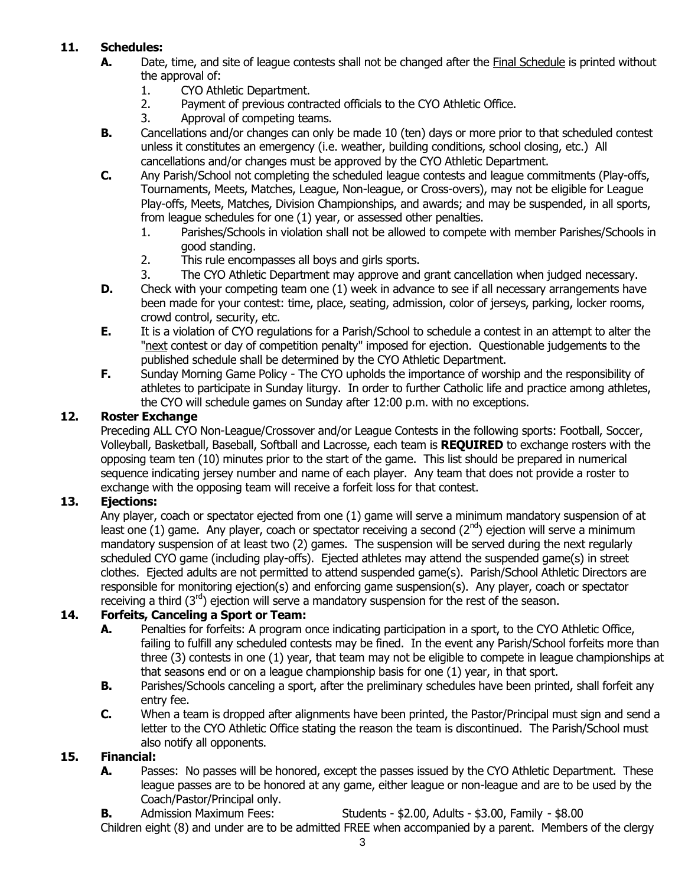**11. Schedules:**

**A.** Date, time, and site of league contests shall not be changed after the Final Schedule is printed without the approval of:

1. CYO Athletic Department.
2. Payment of previous contracted officials to the CYO Athletic Office.
3. Approval of competing teams.

**B.** Cancellations and/or changes can only be made 10 (ten) days or more prior to that scheduled contest unless it constitutes an emergency (i.e. weather, building conditions, school closing, etc.) All cancellations and/or changes must be approved by the CYO Athletic Department.

**C.** Any Parish/School not completing the scheduled league contests and league commitments (Play-offs, Tournaments, Meets, Matches, League, Non-league, or Cross-overs), may not be eligible for League Play-offs, Meets, Matches, Division Championships, and awards; and may be suspended, in all sports, from league schedules for one (1) year, or assessed other penalties.

1. Parishes/Schools in violation shall not be allowed to compete with member Parishes/Schools in good standing.
2. This rule encompasses all boys and girls sports.
3. The CYO Athletic Department may approve and grant cancellation when judged necessary.

**D.** Check with your competing team one (1) week in advance to see if all necessary arrangements have been made for your contest: time, place, seating, admission, color of jerseys, parking, locker rooms, crowd control, security, etc.

**E.** It is a violation of CYO regulations for a Parish/School to schedule a contest in an attempt to alter the "next contest or day of competition penalty" imposed for ejection. Questionable judgements to the published schedule shall be determined by the CYO Athletic Department.

**F.** Sunday Morning Game Policy - The CYO upholds the importance of worship and the responsibility of athletes to participate in Sunday liturgy. In order to further Catholic life and practice among athletes, the CYO will schedule games on Sunday after 12:00 p.m. with no exceptions.

**12. Roster Exchange**

Preceding ALL CYO Non-League/Crossover and/or League Contests in the following sports: Football, Soccer, Volleyball, Basketball, Baseball, Softball and Lacrosse, each team is **REQUIRED** to exchange rosters with the opposing team ten (10) minutes prior to the start of the game. This list should be prepared in numerical sequence indicating jersey number and name of each player. Any team that does not provide a roster to exchange with the opposing team will receive a forfeit loss for that contest.

**13. Ejections:**

Any player, coach or spectator ejected from one (1) game will serve a minimum mandatory suspension of at least one (1) game. Any player, coach or spectator receiving a second (2nd) ejection will serve a minimum mandatory suspension of at least two (2) games. The suspension will be served during the next regularly scheduled CYO game (including play-offs). Ejected athletes may attend the suspended game(s) in street clothes. Ejected adults are not permitted to attend suspended game(s). Parish/School Athletic Directors are responsible for monitoring ejection(s) and enforcing game suspension(s). Any player, coach or spectator receiving a third (3rd) ejection will serve a mandatory suspension for the rest of the season.

**14. Forfeits, Canceling a Sport or Team:**

**A.** Penalties for forfeits: A program once indicating participation in a sport, to the CYO Athletic Office, failing to fulfill any scheduled contests may be fined. In the event any Parish/School forfeits more than three (3) contests in one (1) year, that team may not be eligible to compete in league championships at that seasons end or on a league championship basis for one (1) year, in that sport.

**B.** Parishes/Schools canceling a sport, after the preliminary schedules have been printed, shall forfeit any entry fee.

**C.** When a team is dropped after alignments have been printed, the Pastor/Principal must sign and send a letter to the CYO Athletic Office stating the reason the team is discontinued. The Parish/School must also notify all opponents.

**15. Financial:**

**A.** Passes: No passes will be honored, except the passes issued by the CYO Athletic Department. These league passes are to be honored at any game, either league or non-league and are to be used by the Coach/Pastor/Principal only.

**B.** Admission Maximum Fees: Students - $2.00, Adults - $3.00, Family - $8.00

Children eight (8) and under are to be admitted FREE when accompanied by a parent. Members of the clergy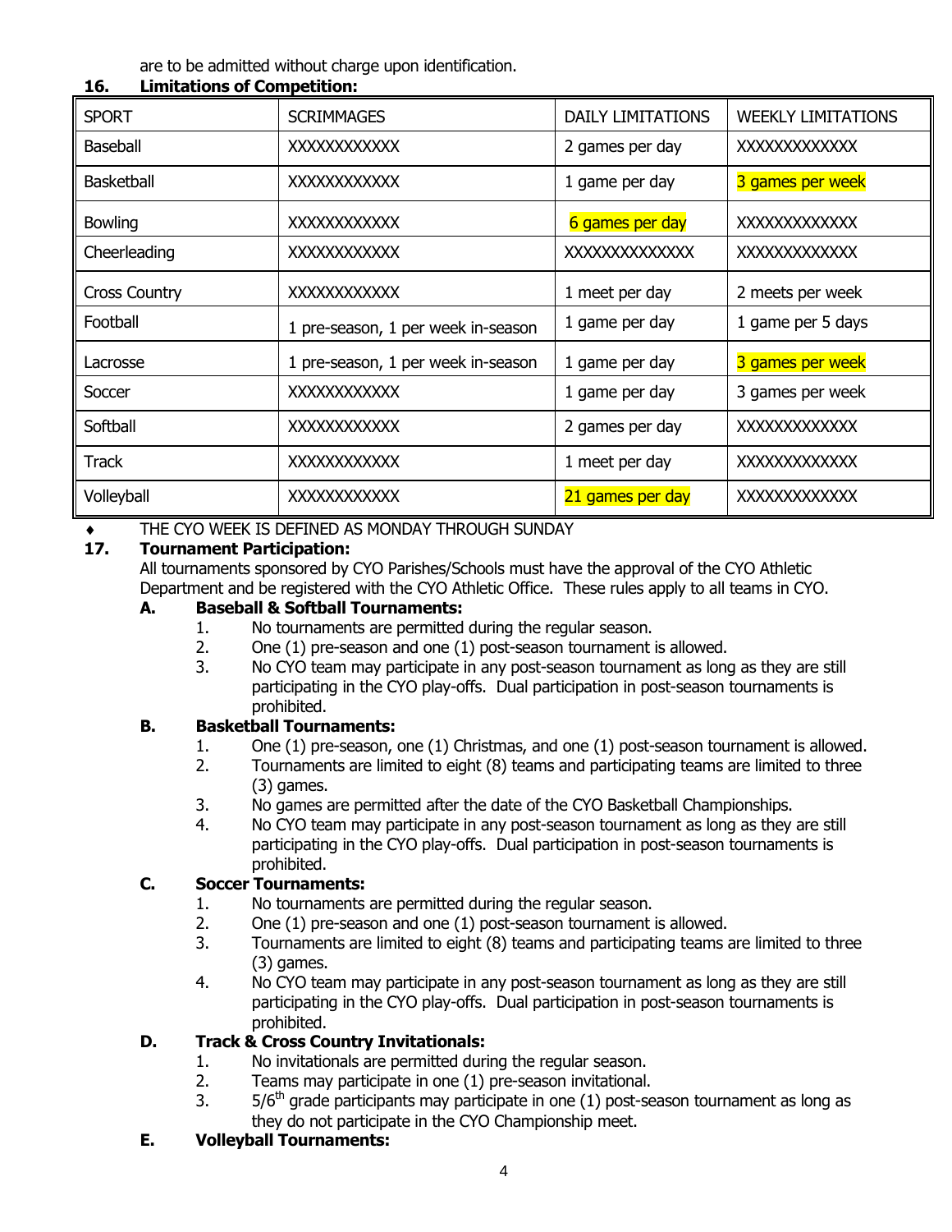are to be admitted without charge upon identification.

**16. Limitations of Competition:**

| SPORT | SCRIMMAGES | DAILY LIMITATIONS | WEEKLY LIMITATIONS |
|---|---|---|---|
| Baseball | XXXXXXXXXXX | 2 games per day | XXXXXXXXXXXX |
| Basketball | XXXXXXXXXXX | 1 game per day | 3 games per week |
| Bowling | XXXXXXXXXXX | 6 games per day | XXXXXXXXXXXX |
| Cheerleading | XXXXXXXXXXX | XXXXXXXXXXXXX | XXXXXXXXXXXX |
| Cross Country | XXXXXXXXXXX | 1 meet per day | 2 meets per week |
| Football | 1 pre-season, 1 per week in-season | 1 game per day | 1 game per 5 days |
| Lacrosse | 1 pre-season, 1 per week in-season | 1 game per day | 3 games per week |
| Soccer | XXXXXXXXXXX | 1 game per day | 3 games per week |
| Softball | XXXXXXXXXXX | 2 games per day | XXXXXXXXXXXX |
| Track | XXXXXXXXXXX | 1 meet per day | XXXXXXXXXXXX |
| Volleyball | XXXXXXXXXXX | 21 games per day | XXXXXXXXXXXX |

♦ THE CYO WEEK IS DEFINED AS MONDAY THROUGH SUNDAY

**17. Tournament Participation:**

All tournaments sponsored by CYO Parishes/Schools must have the approval of the CYO Athletic Department and be registered with the CYO Athletic Office. These rules apply to all teams in CYO.

**A. Baseball & Softball Tournaments:**

1. No tournaments are permitted during the regular season.
2. One (1) pre-season and one (1) post-season tournament is allowed.
3. No CYO team may participate in any post-season tournament as long as they are still participating in the CYO play-offs. Dual participation in post-season tournaments is prohibited.

**B. Basketball Tournaments:**

1. One (1) pre-season, one (1) Christmas, and one (1) post-season tournament is allowed.
2. Tournaments are limited to eight (8) teams and participating teams are limited to three (3) games.
3. No games are permitted after the date of the CYO Basketball Championships.
4. No CYO team may participate in any post-season tournament as long as they are still participating in the CYO play-offs. Dual participation in post-season tournaments is prohibited.

**C. Soccer Tournaments:**

1. No tournaments are permitted during the regular season.
2. One (1) pre-season and one (1) post-season tournament is allowed.
3. Tournaments are limited to eight (8) teams and participating teams are limited to three (3) games.
4. No CYO team may participate in any post-season tournament as long as they are still participating in the CYO play-offs. Dual participation in post-season tournaments is prohibited.

**D. Track & Cross Country Invitationals:**

1. No invitationals are permitted during the regular season.
2. Teams may participate in one (1) pre-season invitational.
3. 5/6th grade participants may participate in one (1) post-season tournament as long as they do not participate in the CYO Championship meet.

**E. Volleyball Tournaments:**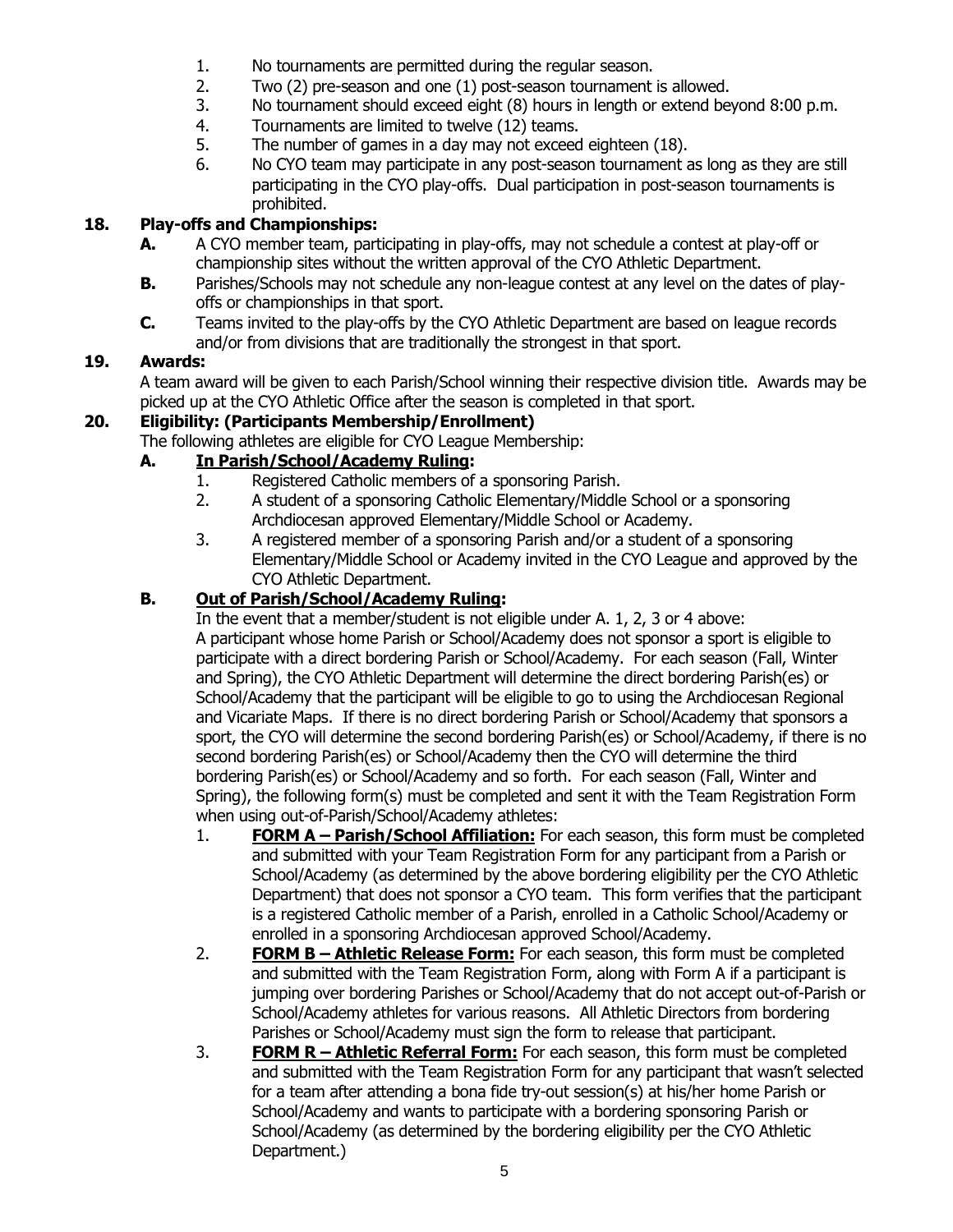1. No tournaments are permitted during the regular season.
2. Two (2) pre-season and one (1) post-season tournament is allowed.
3. No tournament should exceed eight (8) hours in length or extend beyond 8:00 p.m.
4. Tournaments are limited to twelve (12) teams.
5. The number of games in a day may not exceed eighteen (18).
6. No CYO team may participate in any post-season tournament as long as they are still participating in the CYO play-offs. Dual participation in post-season tournaments is prohibited.

## 18. Play-offs and Championships:

**A.** A CYO member team, participating in play-offs, may not schedule a contest at play-off or championship sites without the written approval of the CYO Athletic Department.

**B.** Parishes/Schools may not schedule any non-league contest at any level on the dates of play-offs or championships in that sport.

**C.** Teams invited to the play-offs by the CYO Athletic Department are based on league records and/or from divisions that are traditionally the strongest in that sport.

## 19. Awards:

A team award will be given to each Parish/School winning their respective division title. Awards may be picked up at the CYO Athletic Office after the season is completed in that sport.

## 20. Eligibility: (Participants Membership/Enrollment)

The following athletes are eligible for CYO League Membership:

### A. In Parish/School/Academy Ruling:

1. Registered Catholic members of a sponsoring Parish.
2. A student of a sponsoring Catholic Elementary/Middle School or a sponsoring Archdiocesan approved Elementary/Middle School or Academy.
3. A registered member of a sponsoring Parish and/or a student of a sponsoring Elementary/Middle School or Academy invited in the CYO League and approved by the CYO Athletic Department.

### B. Out of Parish/School/Academy Ruling:

In the event that a member/student is not eligible under A. 1, 2, 3 or 4 above:
A participant whose home Parish or School/Academy does not sponsor a sport is eligible to participate with a direct bordering Parish or School/Academy. For each season (Fall, Winter and Spring), the CYO Athletic Department will determine the direct bordering Parish(es) or School/Academy that the participant will be eligible to go to using the Archdiocesan Regional and Vicariate Maps. If there is no direct bordering Parish or School/Academy that sponsors a sport, the CYO will determine the second bordering Parish(es) or School/Academy, if there is no second bordering Parish(es) or School/Academy then the CYO will determine the third bordering Parish(es) or School/Academy and so forth. For each season (Fall, Winter and Spring), the following form(s) must be completed and sent it with the Team Registration Form when using out-of-Parish/School/Academy athletes:

1. **FORM A – Parish/School Affiliation:** For each season, this form must be completed and submitted with your Team Registration Form for any participant from a Parish or School/Academy (as determined by the above bordering eligibility per the CYO Athletic Department) that does not sponsor a CYO team. This form verifies that the participant is a registered Catholic member of a Parish, enrolled in a Catholic School/Academy or enrolled in a sponsoring Archdiocesan approved School/Academy.
2. **FORM B – Athletic Release Form:** For each season, this form must be completed and submitted with the Team Registration Form, along with Form A if a participant is jumping over bordering Parishes or School/Academy that do not accept out-of-Parish or School/Academy athletes for various reasons. All Athletic Directors from bordering Parishes or School/Academy must sign the form to release that participant.
3. **FORM R – Athletic Referral Form:** For each season, this form must be completed and submitted with the Team Registration Form for any participant that wasn't selected for a team after attending a bona fide try-out session(s) at his/her home Parish or School/Academy and wants to participate with a bordering sponsoring Parish or School/Academy (as determined by the bordering eligibility per the CYO Athletic Department.)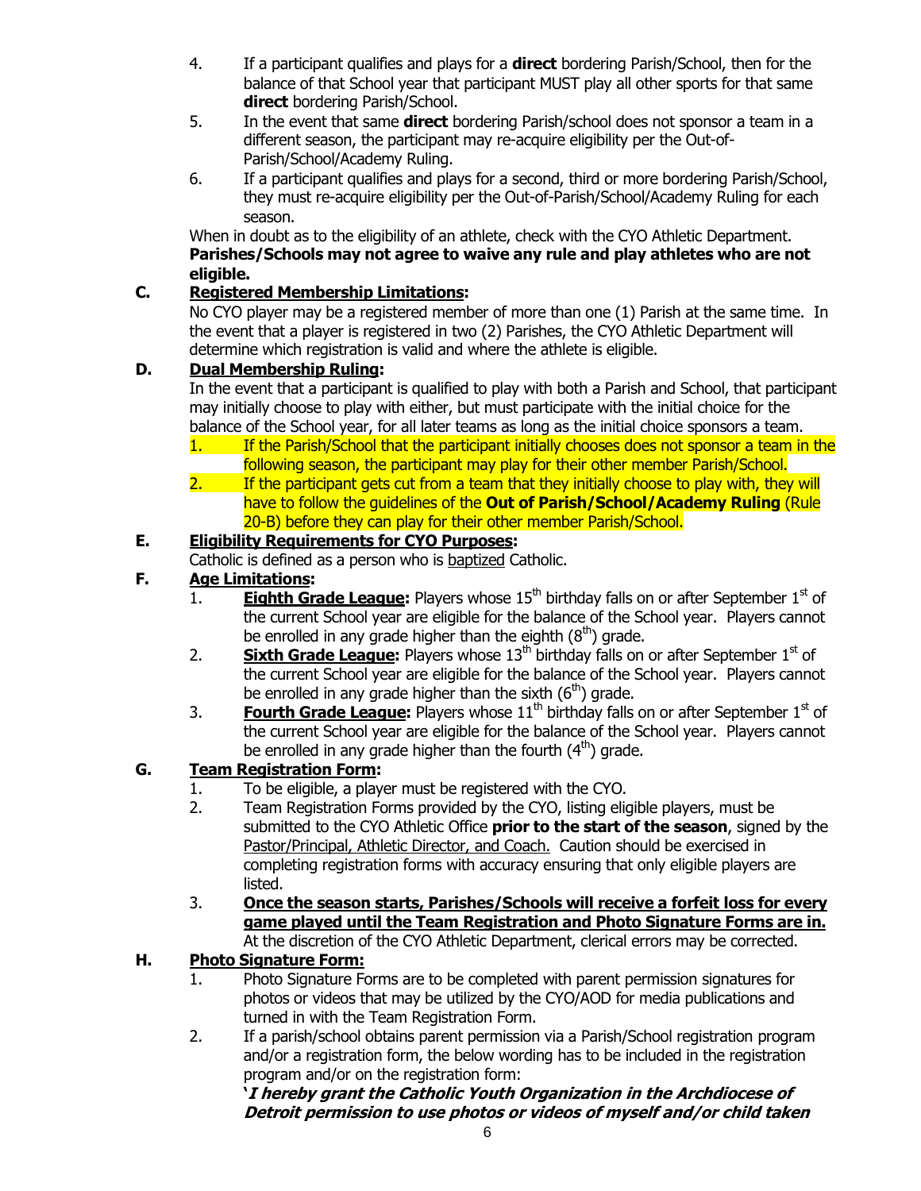4. If a participant qualifies and plays for a **direct** bordering Parish/School, then for the balance of that School year that participant MUST play all other sports for that same **direct** bordering Parish/School.
5. In the event that same **direct** bordering Parish/school does not sponsor a team in a different season, the participant may re-acquire eligibility per the Out-of-Parish/School/Academy Ruling.
6. If a participant qualifies and plays for a second, third or more bordering Parish/School, they must re-acquire eligibility per the Out-of-Parish/School/Academy Ruling for each season.

When in doubt as to the eligibility of an athlete, check with the CYO Athletic Department. **Parishes/Schools may not agree to waive any rule and play athletes who are not eligible.**

**C. Registered Membership Limitations:**

No CYO player may be a registered member of more than one (1) Parish at the same time. In the event that a player is registered in two (2) Parishes, the CYO Athletic Department will determine which registration is valid and where the athlete is eligible.

**D. Dual Membership Ruling:**

In the event that a participant is qualified to play with both a Parish and School, that participant may initially choose to play with either, but must participate with the initial choice for the balance of the School year, for all later teams as long as the initial choice sponsors a team.

1. If the Parish/School that the participant initially chooses does not sponsor a team in the following season, the participant may play for their other member Parish/School.
2. If the participant gets cut from a team that they initially choose to play with, they will have to follow the guidelines of the **Out of Parish/School/Academy Ruling** (Rule 20-B) before they can play for their other member Parish/School.

**E. Eligibility Requirements for CYO Purposes:**

Catholic is defined as a person who is baptized Catholic.

**F. Age Limitations:**

1. **Eighth Grade League:** Players whose 15th birthday falls on or after September 1st of the current School year are eligible for the balance of the School year. Players cannot be enrolled in any grade higher than the eighth (8th) grade.
2. **Sixth Grade League:** Players whose 13th birthday falls on or after September 1st of the current School year are eligible for the balance of the School year. Players cannot be enrolled in any grade higher than the sixth (6th) grade.
3. **Fourth Grade League:** Players whose 11th birthday falls on or after September 1st of the current School year are eligible for the balance of the School year. Players cannot be enrolled in any grade higher than the fourth (4th) grade.

**G. Team Registration Form:**

1. To be eligible, a player must be registered with the CYO.
2. Team Registration Forms provided by the CYO, listing eligible players, must be submitted to the CYO Athletic Office **prior to the start of the season**, signed by the Pastor/Principal, Athletic Director, and Coach. Caution should be exercised in completing registration forms with accuracy ensuring that only eligible players are listed.
3. **Once the season starts, Parishes/Schools will receive a forfeit loss for every game played until the Team Registration and Photo Signature Forms are in.** At the discretion of the CYO Athletic Department, clerical errors may be corrected.

**H. Photo Signature Form:**

1. Photo Signature Forms are to be completed with parent permission signatures for photos or videos that may be utilized by the CYO/AOD for media publications and turned in with the Team Registration Form.
2. If a parish/school obtains parent permission via a Parish/School registration program and/or a registration form, the below wording has to be included in the registration program and/or on the registration form:

   ***'I hereby grant the Catholic Youth Organization in the Archdiocese of Detroit permission to use photos or videos of myself and/or child taken***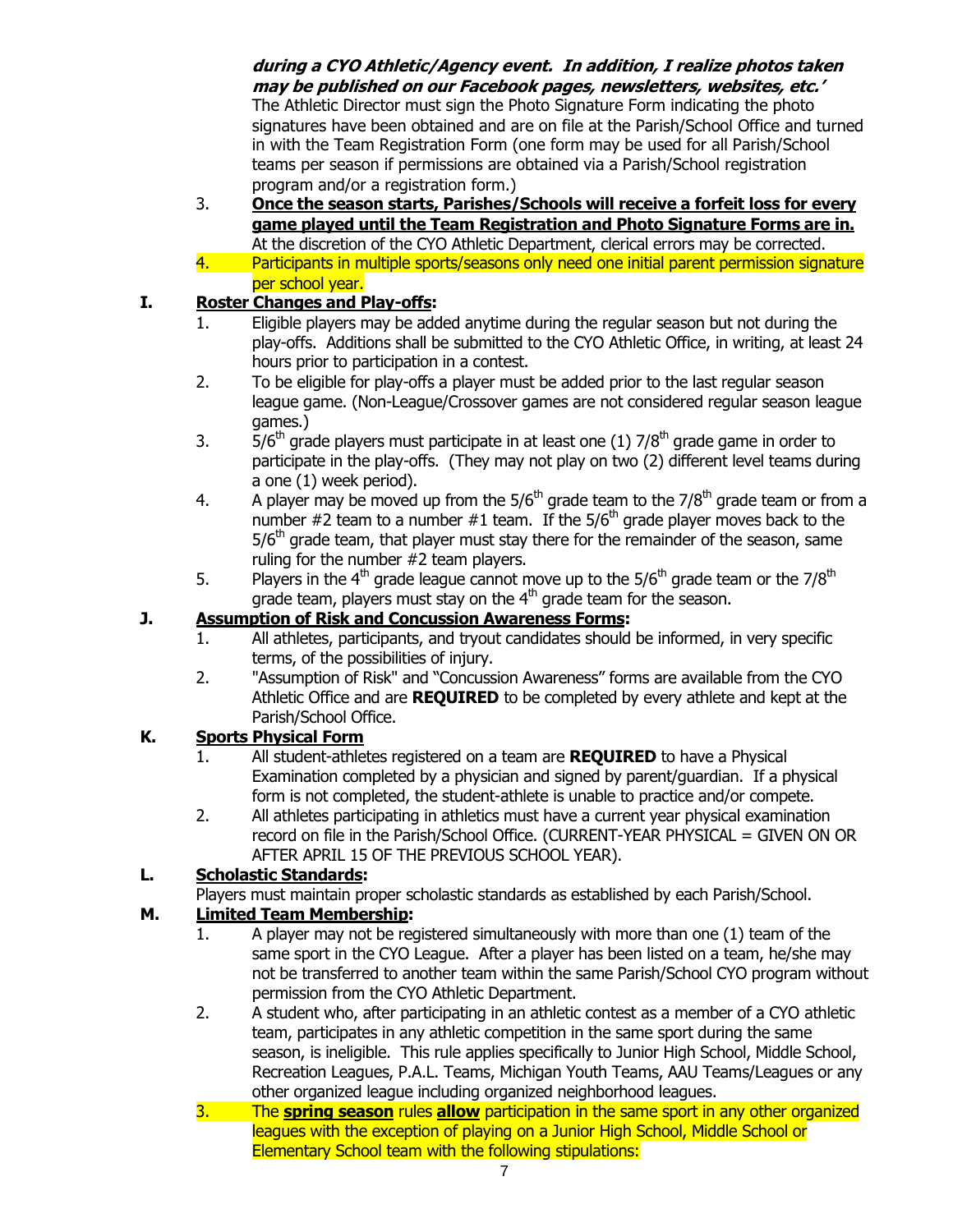***during a CYO Athletic/Agency event. In addition, I realize photos taken may be published on our Facebook pages, newsletters, websites, etc.'***
The Athletic Director must sign the Photo Signature Form indicating the photo signatures have been obtained and are on file at the Parish/School Office and turned in with the Team Registration Form (one form may be used for all Parish/School teams per season if permissions are obtained via a Parish/School registration program and/or a registration form.)

3. **Once the season starts, Parishes/Schools will receive a forfeit loss for every game played until the Team Registration and Photo Signature Forms are in.** At the discretion of the CYO Athletic Department, clerical errors may be corrected.
4. Participants in multiple sports/seasons only need one initial parent permission signature per school year.

## I. Roster Changes and Play-offs:

1. Eligible players may be added anytime during the regular season but not during the play-offs. Additions shall be submitted to the CYO Athletic Office, in writing, at least 24 hours prior to participation in a contest.
2. To be eligible for play-offs a player must be added prior to the last regular season league game. (Non-League/Crossover games are not considered regular season league games.)
3. 5/6th grade players must participate in at least one (1) 7/8th grade game in order to participate in the play-offs. (They may not play on two (2) different level teams during a one (1) week period).
4. A player may be moved up from the 5/6th grade team to the 7/8th grade team or from a number #2 team to a number #1 team. If the 5/6th grade player moves back to the 5/6th grade team, that player must stay there for the remainder of the season, same ruling for the number #2 team players.
5. Players in the 4th grade league cannot move up to the 5/6th grade team or the 7/8th grade team, players must stay on the 4th grade team for the season.

## J. Assumption of Risk and Concussion Awareness Forms:

1. All athletes, participants, and tryout candidates should be informed, in very specific terms, of the possibilities of injury.
2. "Assumption of Risk" and "Concussion Awareness" forms are available from the CYO Athletic Office and are **REQUIRED** to be completed by every athlete and kept at the Parish/School Office.

## K. Sports Physical Form

1. All student-athletes registered on a team are **REQUIRED** to have a Physical Examination completed by a physician and signed by parent/guardian. If a physical form is not completed, the student-athlete is unable to practice and/or compete.
2. All athletes participating in athletics must have a current year physical examination record on file in the Parish/School Office. (CURRENT-YEAR PHYSICAL = GIVEN ON OR AFTER APRIL 15 OF THE PREVIOUS SCHOOL YEAR).

## L. Scholastic Standards:

Players must maintain proper scholastic standards as established by each Parish/School.

## M. Limited Team Membership:

1. A player may not be registered simultaneously with more than one (1) team of the same sport in the CYO League. After a player has been listed on a team, he/she may not be transferred to another team within the same Parish/School CYO program without permission from the CYO Athletic Department.
2. A student who, after participating in an athletic contest as a member of a CYO athletic team, participates in any athletic competition in the same sport during the same season, is ineligible. This rule applies specifically to Junior High School, Middle School, Recreation Leagues, P.A.L. Teams, Michigan Youth Teams, AAU Teams/Leagues or any other organized league including organized neighborhood leagues.
3. The **spring season** rules **allow** participation in the same sport in any other organized leagues with the exception of playing on a Junior High School, Middle School or Elementary School team with the following stipulations: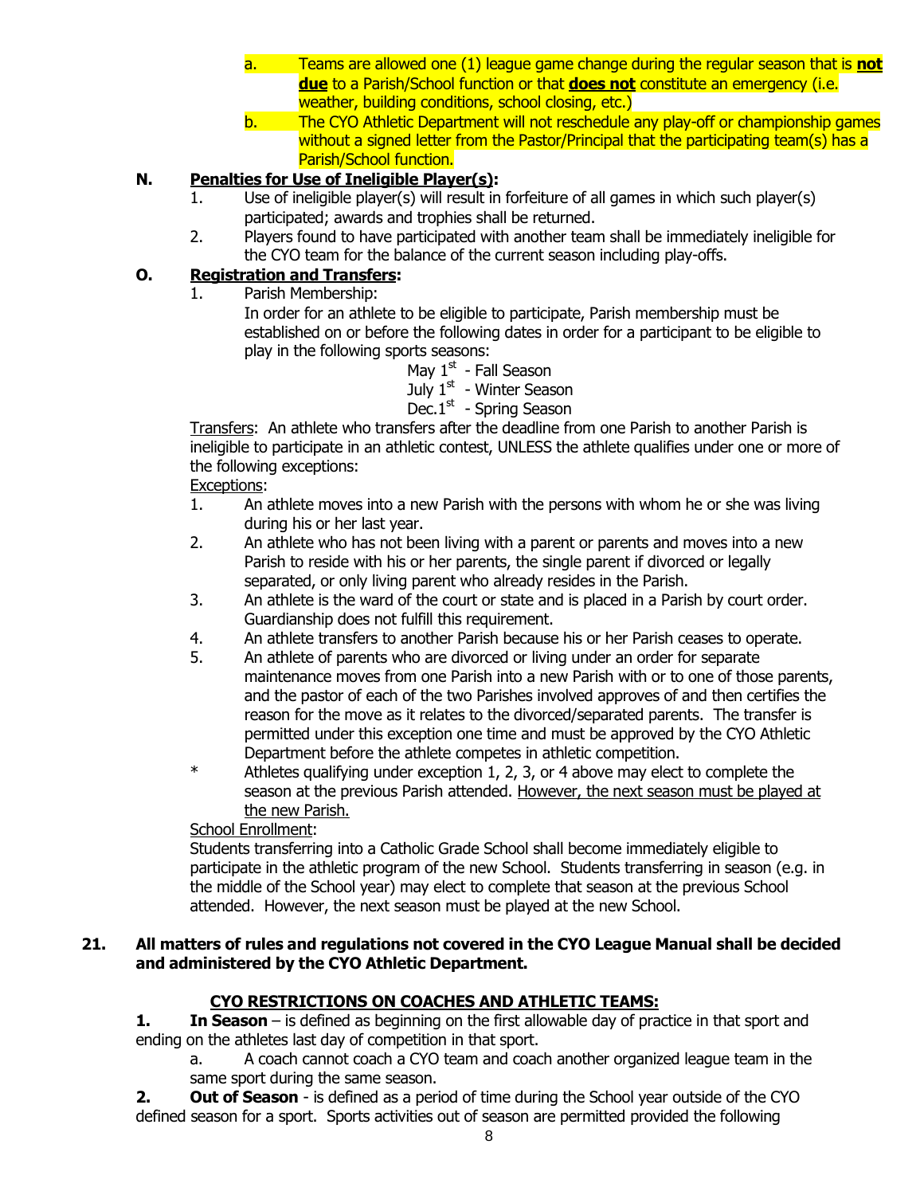a. Teams are allowed one (1) league game change during the regular season that is **not due** to a Parish/School function or that **does not** constitute an emergency (i.e. weather, building conditions, school closing, etc.)

b. The CYO Athletic Department will not reschedule any play-off or championship games without a signed letter from the Pastor/Principal that the participating team(s) has a Parish/School function.

**N. Penalties for Use of Ineligible Player(s):**

1. Use of ineligible player(s) will result in forfeiture of all games in which such player(s) participated; awards and trophies shall be returned.
2. Players found to have participated with another team shall be immediately ineligible for the CYO team for the balance of the current season including play-offs.

**O. Registration and Transfers:**

1. Parish Membership:

   In order for an athlete to be eligible to participate, Parish membership must be established on or before the following dates in order for a participant to be eligible to play in the following sports seasons:

   May 1st - Fall Season
   July 1st - Winter Season
   Dec.1st - Spring Season

Transfers: An athlete who transfers after the deadline from one Parish to another Parish is ineligible to participate in an athletic contest, UNLESS the athlete qualifies under one or more of the following exceptions:

Exceptions:

1. An athlete moves into a new Parish with the persons with whom he or she was living during his or her last year.
2. An athlete who has not been living with a parent or parents and moves into a new Parish to reside with his or her parents, the single parent if divorced or legally separated, or only living parent who already resides in the Parish.
3. An athlete is the ward of the court or state and is placed in a Parish by court order. Guardianship does not fulfill this requirement.
4. An athlete transfers to another Parish because his or her Parish ceases to operate.
5. An athlete of parents who are divorced or living under an order for separate maintenance moves from one Parish into a new Parish with or to one of those parents, and the pastor of each of the two Parishes involved approves of and then certifies the reason for the move as it relates to the divorced/separated parents. The transfer is permitted under this exception one time and must be approved by the CYO Athletic Department before the athlete competes in athletic competition.

\* Athletes qualifying under exception 1, 2, 3, or 4 above may elect to complete the season at the previous Parish attended. However, the next season must be played at the new Parish.

School Enrollment:

Students transferring into a Catholic Grade School shall become immediately eligible to participate in the athletic program of the new School. Students transferring in season (e.g. in the middle of the School year) may elect to complete that season at the previous School attended. However, the next season must be played at the new School.

**21. All matters of rules and regulations not covered in the CYO League Manual shall be decided and administered by the CYO Athletic Department.**

## CYO RESTRICTIONS ON COACHES AND ATHLETIC TEAMS:

**1. In Season** – is defined as beginning on the first allowable day of practice in that sport and ending on the athletes last day of competition in that sport.

a. A coach cannot coach a CYO team and coach another organized league team in the same sport during the same season.

**2. Out of Season** - is defined as a period of time during the School year outside of the CYO defined season for a sport. Sports activities out of season are permitted provided the following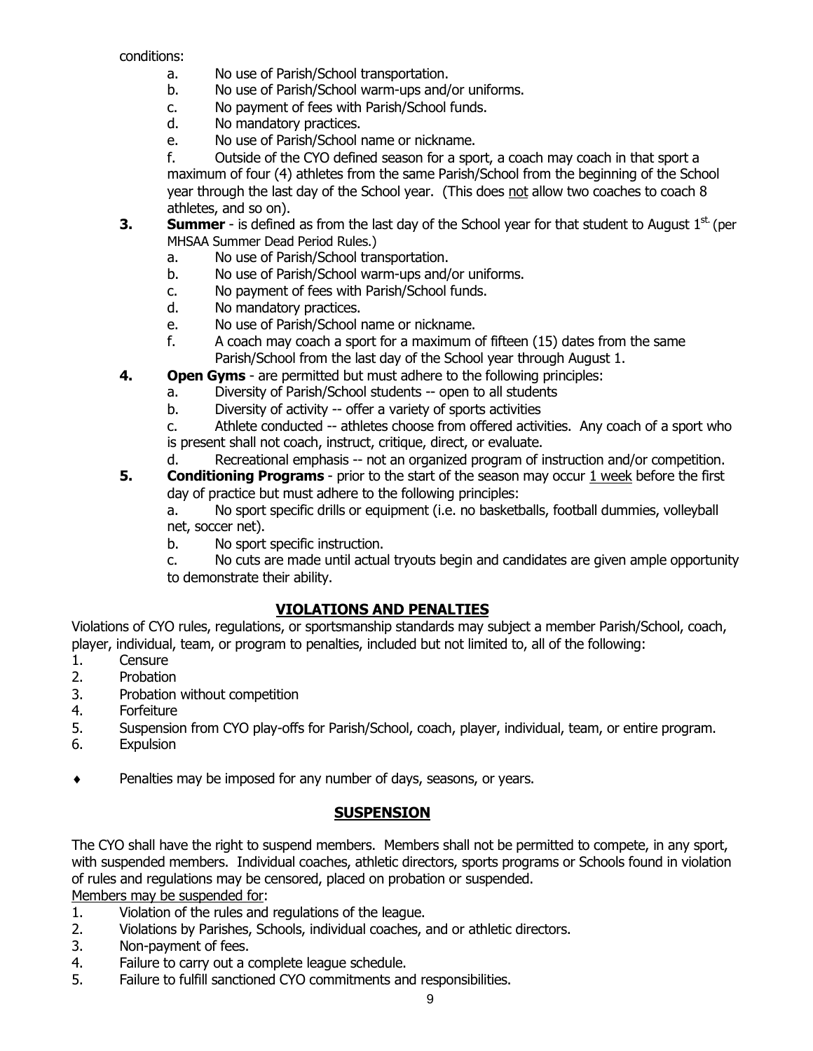conditions:

a. No use of Parish/School transportation.
b. No use of Parish/School warm-ups and/or uniforms.
c. No payment of fees with Parish/School funds.
d. No mandatory practices.
e. No use of Parish/School name or nickname.
f. Outside of the CYO defined season for a sport, a coach may coach in that sport a maximum of four (4) athletes from the same Parish/School from the beginning of the School year through the last day of the School year. (This does not allow two coaches to coach 8 athletes, and so on).

**3. Summer** - is defined as from the last day of the School year for that student to August 1st. (per MHSAA Summer Dead Period Rules.)

a. No use of Parish/School transportation.
b. No use of Parish/School warm-ups and/or uniforms.
c. No payment of fees with Parish/School funds.
d. No mandatory practices.
e. No use of Parish/School name or nickname.
f. A coach may coach a sport for a maximum of fifteen (15) dates from the same Parish/School from the last day of the School year through August 1.

**4. Open Gyms** - are permitted but must adhere to the following principles:

a. Diversity of Parish/School students -- open to all students
b. Diversity of activity -- offer a variety of sports activities
c. Athlete conducted -- athletes choose from offered activities. Any coach of a sport who is present shall not coach, instruct, critique, direct, or evaluate.
d. Recreational emphasis -- not an organized program of instruction and/or competition.

**5. Conditioning Programs** - prior to the start of the season may occur 1 week before the first day of practice but must adhere to the following principles:

a. No sport specific drills or equipment (i.e. no basketballs, football dummies, volleyball net, soccer net).
b. No sport specific instruction.
c. No cuts are made until actual tryouts begin and candidates are given ample opportunity to demonstrate their ability.

## VIOLATIONS AND PENALTIES

Violations of CYO rules, regulations, or sportsmanship standards may subject a member Parish/School, coach, player, individual, team, or program to penalties, included but not limited to, all of the following:

1. Censure
2. Probation
3. Probation without competition
4. Forfeiture
5. Suspension from CYO play-offs for Parish/School, coach, player, individual, team, or entire program.
6. Expulsion

- Penalties may be imposed for any number of days, seasons, or years.

## SUSPENSION

The CYO shall have the right to suspend members. Members shall not be permitted to compete, in any sport, with suspended members. Individual coaches, athletic directors, sports programs or Schools found in violation of rules and regulations may be censored, placed on probation or suspended.

Members may be suspended for:

1. Violation of the rules and regulations of the league.
2. Violations by Parishes, Schools, individual coaches, and or athletic directors.
3. Non-payment of fees.
4. Failure to carry out a complete league schedule.
5. Failure to fulfill sanctioned CYO commitments and responsibilities.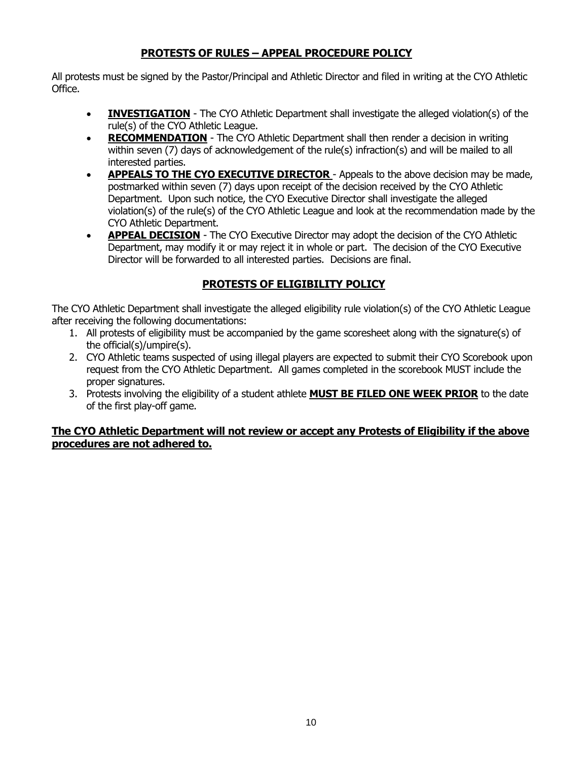## PROTESTS OF RULES – APPEAL PROCEDURE POLICY

All protests must be signed by the Pastor/Principal and Athletic Director and filed in writing at the CYO Athletic Office.

- **INVESTIGATION** - The CYO Athletic Department shall investigate the alleged violation(s) of the rule(s) of the CYO Athletic League.
- **RECOMMENDATION** - The CYO Athletic Department shall then render a decision in writing within seven (7) days of acknowledgement of the rule(s) infraction(s) and will be mailed to all interested parties.
- **APPEALS TO THE CYO EXECUTIVE DIRECTOR** - Appeals to the above decision may be made, postmarked within seven (7) days upon receipt of the decision received by the CYO Athletic Department. Upon such notice, the CYO Executive Director shall investigate the alleged violation(s) of the rule(s) of the CYO Athletic League and look at the recommendation made by the CYO Athletic Department.
- **APPEAL DECISION** - The CYO Executive Director may adopt the decision of the CYO Athletic Department, may modify it or may reject it in whole or part. The decision of the CYO Executive Director will be forwarded to all interested parties. Decisions are final.

## PROTESTS OF ELIGIBILITY POLICY

The CYO Athletic Department shall investigate the alleged eligibility rule violation(s) of the CYO Athletic League after receiving the following documentations:

1. All protests of eligibility must be accompanied by the game scoresheet along with the signature(s) of the official(s)/umpire(s).
2. CYO Athletic teams suspected of using illegal players are expected to submit their CYO Scorebook upon request from the CYO Athletic Department. All games completed in the scorebook MUST include the proper signatures.
3. Protests involving the eligibility of a student athlete **MUST BE FILED ONE WEEK PRIOR** to the date of the first play-off game.

**The CYO Athletic Department will not review or accept any Protests of Eligibility if the above procedures are not adhered to.**